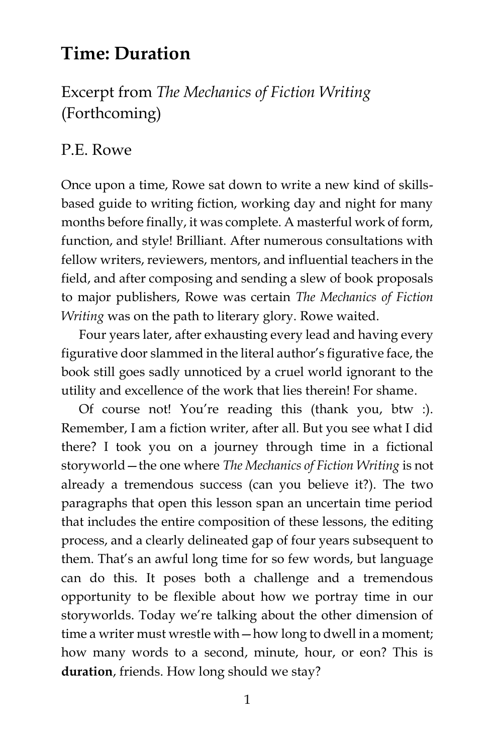# Time: Duration

## Excerpt from *The Mechanics of Fiction Writing* (Forthcoming)

## P.E. Rowe

Once upon a time, Rowe sat down to write a new kind of skills-based guide to writing fiction, working day and night for many months before finally, it was complete. A masterful work of form, function, and style! Brilliant. After numerous consultations with fellow writers, reviewers, mentors, and influential teachers in the field, and after composing and sending a slew of book proposals to major publishers, Rowe was certain *The Mechanics of Fiction Writing* was on the path to literary glory. Rowe waited.

Four years later, after exhausting every lead and having every figurative door slammed in the literal author's figurative face, the book still goes sadly unnoticed by a cruel world ignorant to the utility and excellence of the work that lies therein! For shame.

Of course not! You're reading this (thank you, btw :). Remember, I am a fiction writer, after all. But you see what I did there? I took you on a journey through time in a fictional storyworld—the one where *The Mechanics of Fiction Writing* is not already a tremendous success (can you believe it?). The two paragraphs that open this lesson span an uncertain time period that includes the entire composition of these lessons, the editing process, and a clearly delineated gap of four years subsequent to them. That's an awful long time for so few words, but language can do this. It poses both a challenge and a tremendous opportunity to be flexible about how we portray time in our storyworlds. Today we're talking about the other dimension of time a writer must wrestle with—how long to dwell in a moment; how many words to a second, minute, hour, or eon? This is **duration**, friends. How long should we stay?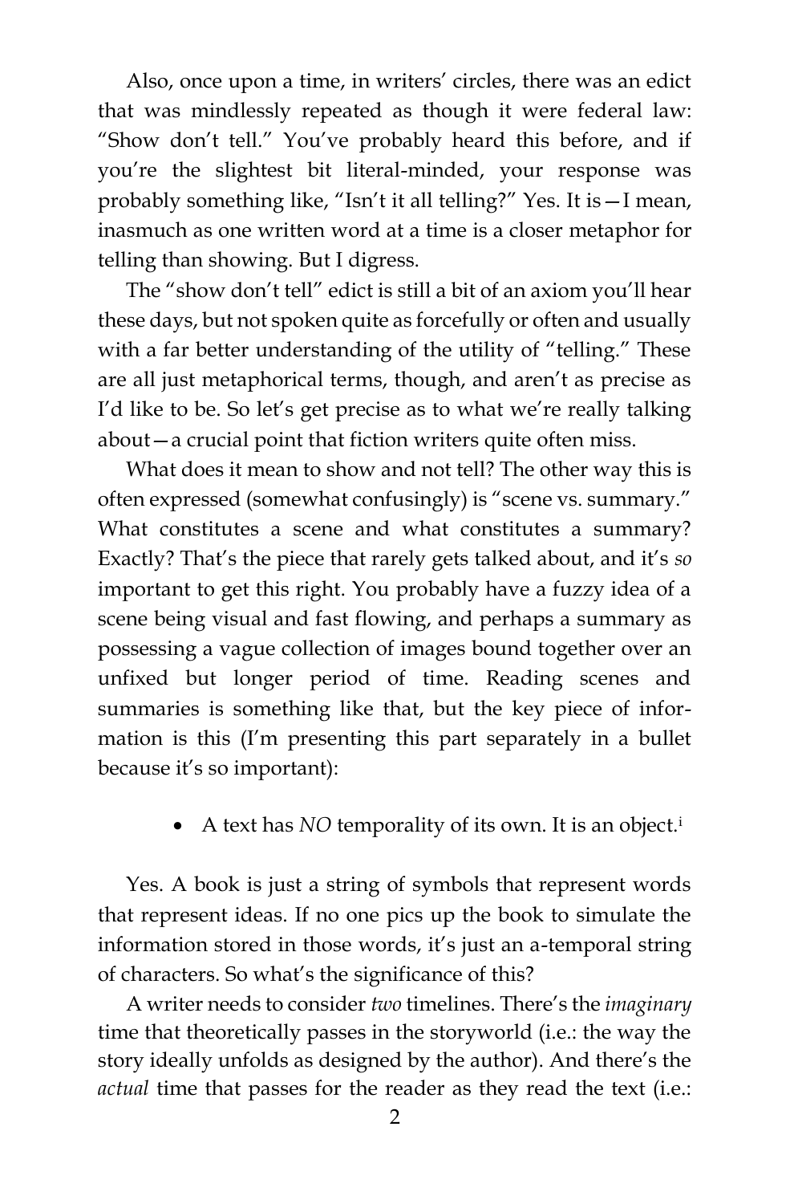Also, once upon a time, in writers' circles, there was an edict that was mindlessly repeated as though it were federal law: "Show don't tell." You've probably heard this before, and if you're the slightest bit literal-minded, your response was probably something like, "Isn't it all telling?" Yes. It is—I mean, inasmuch as one written word at a time is a closer metaphor for telling than showing. But I digress.

The "show don't tell" edict is still a bit of an axiom you'll hear these days, but not spoken quite as forcefully or often and usually with a far better understanding of the utility of "telling." These are all just metaphorical terms, though, and aren't as precise as I'd like to be. So let's get precise as to what we're really talking about—a crucial point that fiction writers quite often miss.

What does it mean to show and not tell? The other way this is often expressed (somewhat confusingly) is "scene vs. summary." What constitutes a scene and what constitutes a summary? Exactly? That's the piece that rarely gets talked about, and it's *so* important to get this right. You probably have a fuzzy idea of a scene being visual and fast flowing, and perhaps a summary as possessing a vague collection of images bound together over an unfixed but longer period of time. Reading scenes and summaries is something like that, but the key piece of information is this (I'm presenting this part separately in a bullet because it's so important):

- A text has *NO* temporality of its own. It is an object.[i]

Yes. A book is just a string of symbols that represent words that represent ideas. If no one pics up the book to simulate the information stored in those words, it's just an a-temporal string of characters. So what's the significance of this?

A writer needs to consider *two* timelines. There's the *imaginary* time that theoretically passes in the storyworld (i.e.: the way the story ideally unfolds as designed by the author). And there's the *actual* time that passes for the reader as they read the text (i.e.: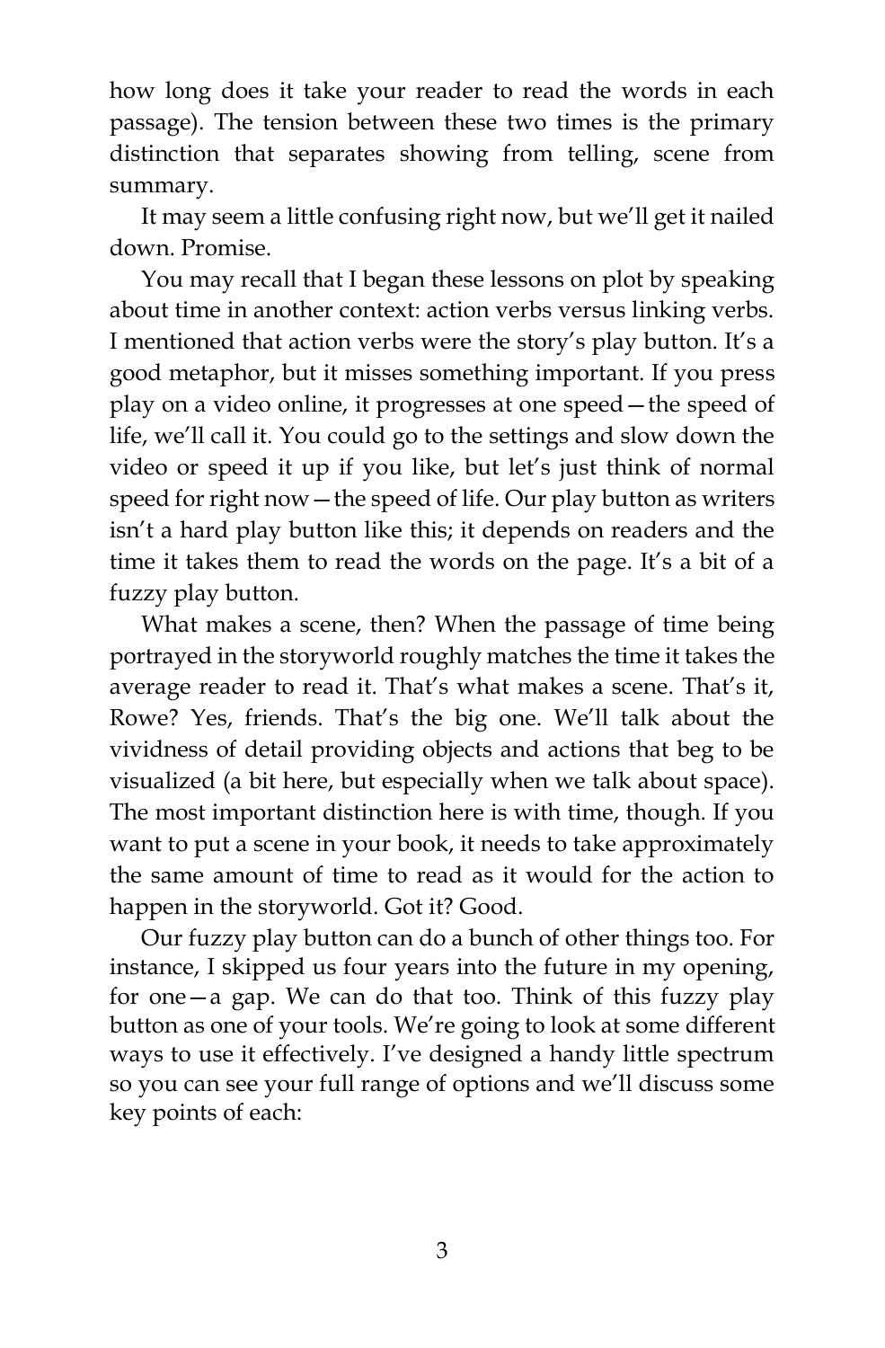how long does it take your reader to read the words in each passage). The tension between these two times is the primary distinction that separates showing from telling, scene from summary.

It may seem a little confusing right now, but we'll get it nailed down. Promise.

You may recall that I began these lessons on plot by speaking about time in another context: action verbs versus linking verbs. I mentioned that action verbs were the story's play button. It's a good metaphor, but it misses something important. If you press play on a video online, it progresses at one speed—the speed of life, we'll call it. You could go to the settings and slow down the video or speed it up if you like, but let's just think of normal speed for right now—the speed of life. Our play button as writers isn't a hard play button like this; it depends on readers and the time it takes them to read the words on the page. It's a bit of a fuzzy play button.

What makes a scene, then? When the passage of time being portrayed in the storyworld roughly matches the time it takes the average reader to read it. That's what makes a scene. That's it, Rowe? Yes, friends. That's the big one. We'll talk about the vividness of detail providing objects and actions that beg to be visualized (a bit here, but especially when we talk about space). The most important distinction here is with time, though. If you want to put a scene in your book, it needs to take approximately the same amount of time to read as it would for the action to happen in the storyworld. Got it? Good.

Our fuzzy play button can do a bunch of other things too. For instance, I skipped us four years into the future in my opening, for one—a gap. We can do that too. Think of this fuzzy play button as one of your tools. We're going to look at some different ways to use it effectively. I've designed a handy little spectrum so you can see your full range of options and we'll discuss some key points of each: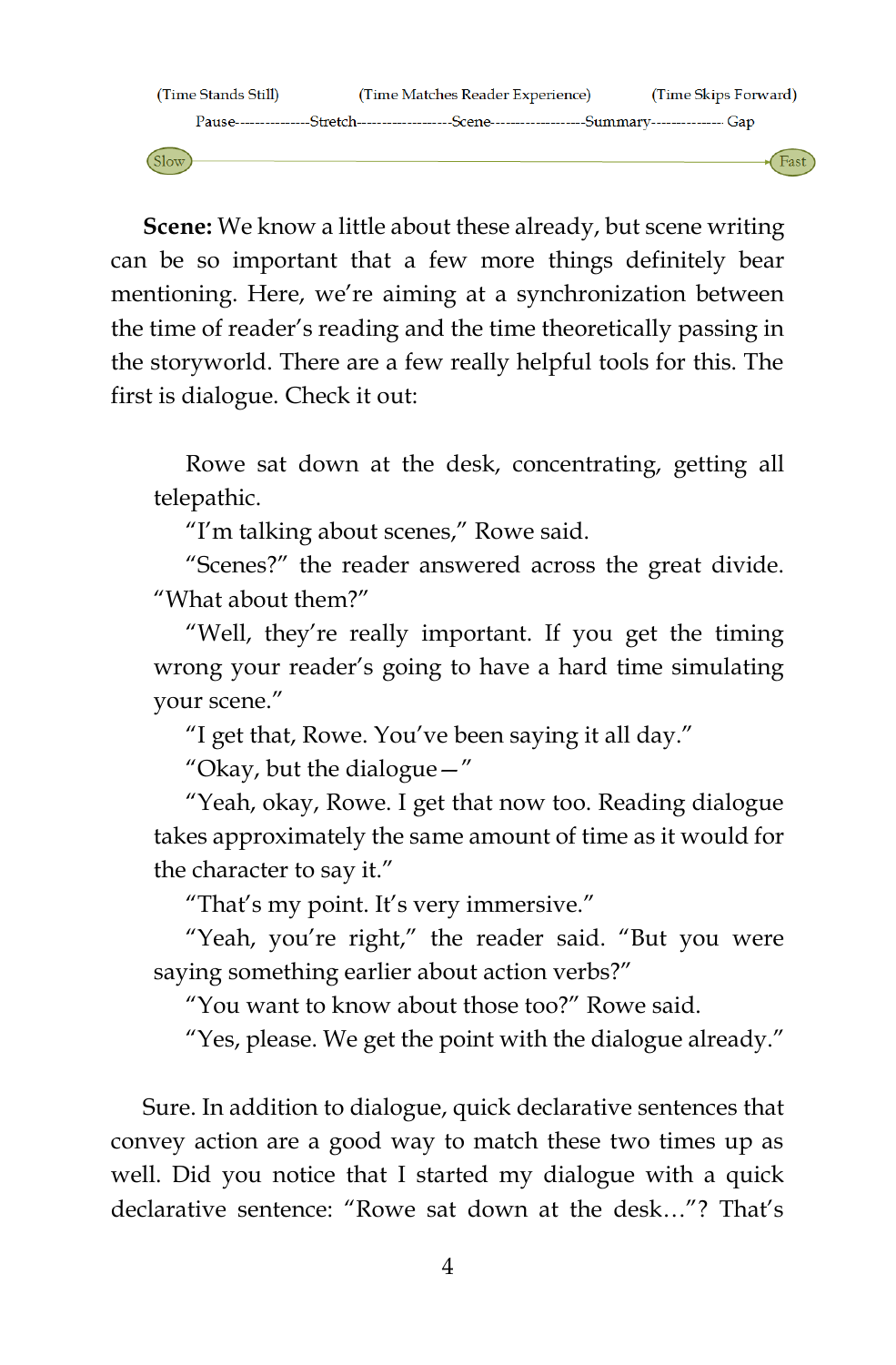(Time Stands Still) (Time Matches Reader Experience) (Time Skips Forward)

Pause---------------Stretch-------------------Scene-------------------Summary--------------- Gap

Slow ——————————————————————————————————————→ Fast

**Scene:** We know a little about these already, but scene writing can be so important that a few more things definitely bear mentioning. Here, we're aiming at a synchronization between the time of reader's reading and the time theoretically passing in the storyworld. There are a few really helpful tools for this. The first is dialogue. Check it out:

> Rowe sat down at the desk, concentrating, getting all telepathic.
>
> "I'm talking about scenes," Rowe said.
>
> "Scenes?" the reader answered across the great divide. "What about them?"
>
> "Well, they're really important. If you get the timing wrong your reader's going to have a hard time simulating your scene."
>
> "I get that, Rowe. You've been saying it all day."
>
> "Okay, but the dialogue—"
>
> "Yeah, okay, Rowe. I get that now too. Reading dialogue takes approximately the same amount of time as it would for the character to say it."
>
> "That's my point. It's very immersive."
>
> "Yeah, you're right," the reader said. "But you were saying something earlier about action verbs?"
>
> "You want to know about those too?" Rowe said.
>
> "Yes, please. We get the point with the dialogue already."

Sure. In addition to dialogue, quick declarative sentences that convey action are a good way to match these two times up as well. Did you notice that I started my dialogue with a quick declarative sentence: "Rowe sat down at the desk…"? That's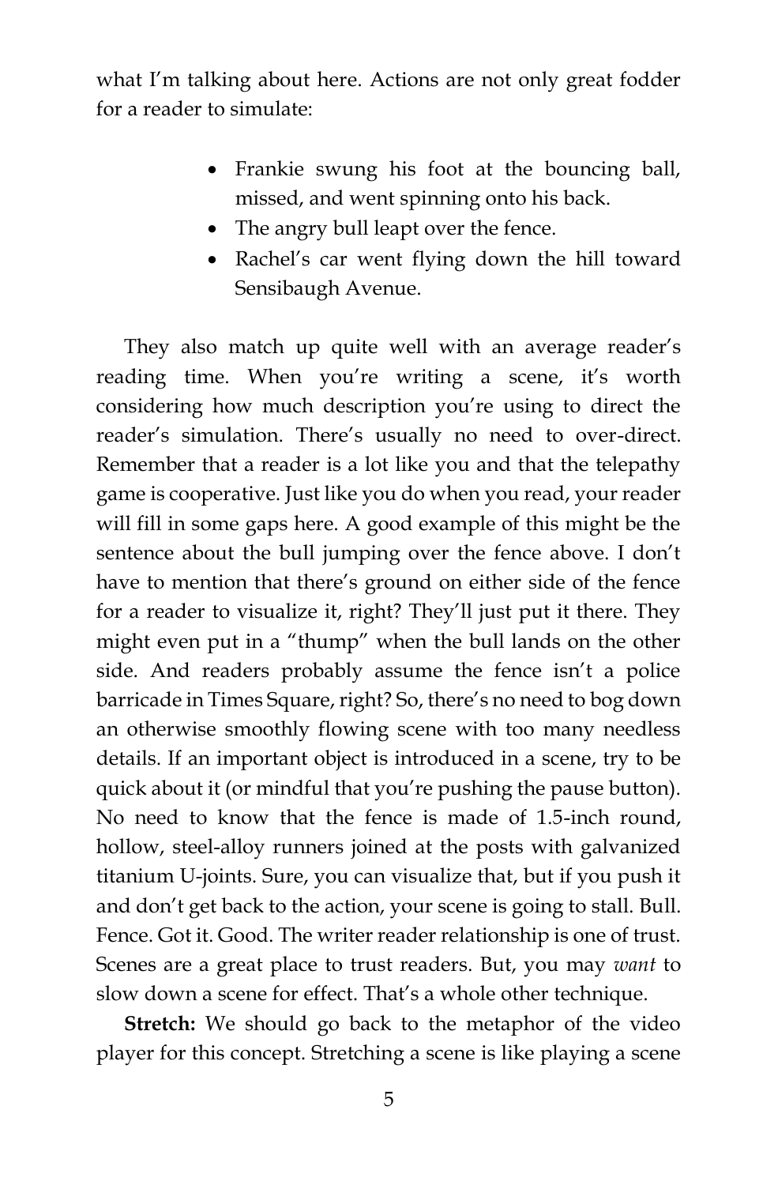what I'm talking about here. Actions are not only great fodder for a reader to simulate:

- Frankie swung his foot at the bouncing ball, missed, and went spinning onto his back.
- The angry bull leapt over the fence.
- Rachel's car went flying down the hill toward Sensibaugh Avenue.

They also match up quite well with an average reader's reading time. When you're writing a scene, it's worth considering how much description you're using to direct the reader's simulation. There's usually no need to over-direct. Remember that a reader is a lot like you and that the telepathy game is cooperative. Just like you do when you read, your reader will fill in some gaps here. A good example of this might be the sentence about the bull jumping over the fence above. I don't have to mention that there's ground on either side of the fence for a reader to visualize it, right? They'll just put it there. They might even put in a "thump" when the bull lands on the other side. And readers probably assume the fence isn't a police barricade in Times Square, right? So, there's no need to bog down an otherwise smoothly flowing scene with too many needless details. If an important object is introduced in a scene, try to be quick about it (or mindful that you're pushing the pause button). No need to know that the fence is made of 1.5-inch round, hollow, steel-alloy runners joined at the posts with galvanized titanium U-joints. Sure, you can visualize that, but if you push it and don't get back to the action, your scene is going to stall. Bull. Fence. Got it. Good. The writer reader relationship is one of trust. Scenes are a great place to trust readers. But, you may *want* to slow down a scene for effect. That's a whole other technique.

**Stretch:** We should go back to the metaphor of the video player for this concept. Stretching a scene is like playing a scene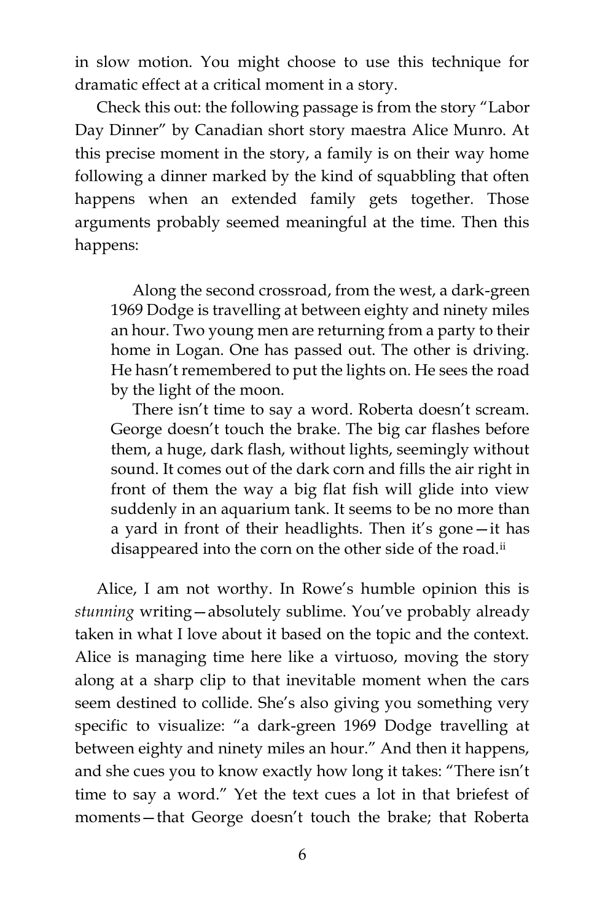in slow motion. You might choose to use this technique for dramatic effect at a critical moment in a story.

Check this out: the following passage is from the story "Labor Day Dinner" by Canadian short story maestra Alice Munro. At this precise moment in the story, a family is on their way home following a dinner marked by the kind of squabbling that often happens when an extended family gets together. Those arguments probably seemed meaningful at the time. Then this happens:

> Along the second crossroad, from the west, a dark-green 1969 Dodge is travelling at between eighty and ninety miles an hour. Two young men are returning from a party to their home in Logan. One has passed out. The other is driving. He hasn't remembered to put the lights on. He sees the road by the light of the moon.
>
> There isn't time to say a word. Roberta doesn't scream. George doesn't touch the brake. The big car flashes before them, a huge, dark flash, without lights, seemingly without sound. It comes out of the dark corn and fills the air right in front of them the way a big flat fish will glide into view suddenly in an aquarium tank. It seems to be no more than a yard in front of their headlights. Then it's gone—it has disappeared into the corn on the other side of the road.[ii]

Alice, I am not worthy. In Rowe's humble opinion this is *stunning* writing—absolutely sublime. You've probably already taken in what I love about it based on the topic and the context. Alice is managing time here like a virtuoso, moving the story along at a sharp clip to that inevitable moment when the cars seem destined to collide. She's also giving you something very specific to visualize: "a dark-green 1969 Dodge travelling at between eighty and ninety miles an hour." And then it happens, and she cues you to know exactly how long it takes: "There isn't time to say a word." Yet the text cues a lot in that briefest of moments—that George doesn't touch the brake; that Roberta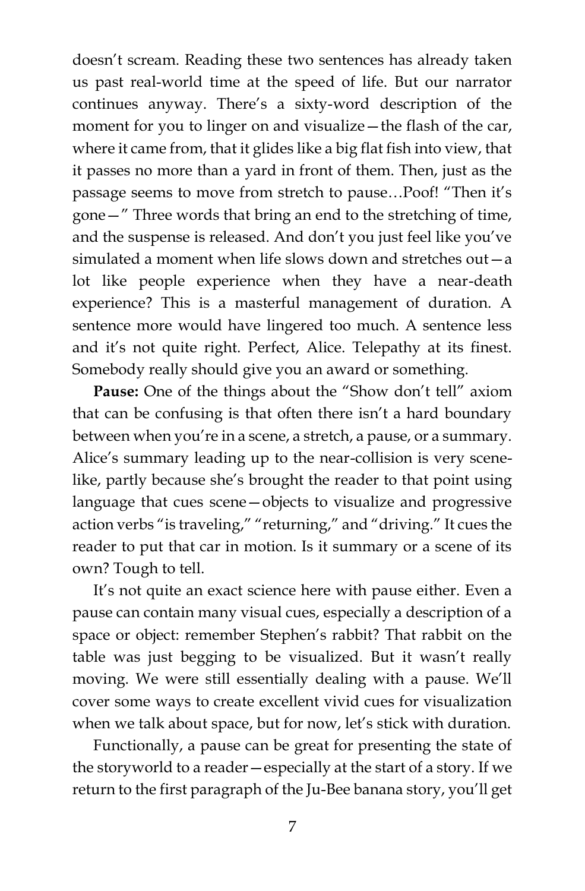doesn't scream. Reading these two sentences has already taken us past real-world time at the speed of life. But our narrator continues anyway. There's a sixty-word description of the moment for you to linger on and visualize—the flash of the car, where it came from, that it glides like a big flat fish into view, that it passes no more than a yard in front of them. Then, just as the passage seems to move from stretch to pause…Poof! "Then it's gone—" Three words that bring an end to the stretching of time, and the suspense is released. And don't you just feel like you've simulated a moment when life slows down and stretches out—a lot like people experience when they have a near-death experience? This is a masterful management of duration. A sentence more would have lingered too much. A sentence less and it's not quite right. Perfect, Alice. Telepathy at its finest. Somebody really should give you an award or something.

**Pause:** One of the things about the "Show don't tell" axiom that can be confusing is that often there isn't a hard boundary between when you're in a scene, a stretch, a pause, or a summary. Alice's summary leading up to the near-collision is very scene-like, partly because she's brought the reader to that point using language that cues scene—objects to visualize and progressive action verbs "is traveling," "returning," and "driving." It cues the reader to put that car in motion. Is it summary or a scene of its own? Tough to tell.

It's not quite an exact science here with pause either. Even a pause can contain many visual cues, especially a description of a space or object: remember Stephen's rabbit? That rabbit on the table was just begging to be visualized. But it wasn't really moving. We were still essentially dealing with a pause. We'll cover some ways to create excellent vivid cues for visualization when we talk about space, but for now, let's stick with duration.

Functionally, a pause can be great for presenting the state of the storyworld to a reader—especially at the start of a story. If we return to the first paragraph of the Ju-Bee banana story, you'll get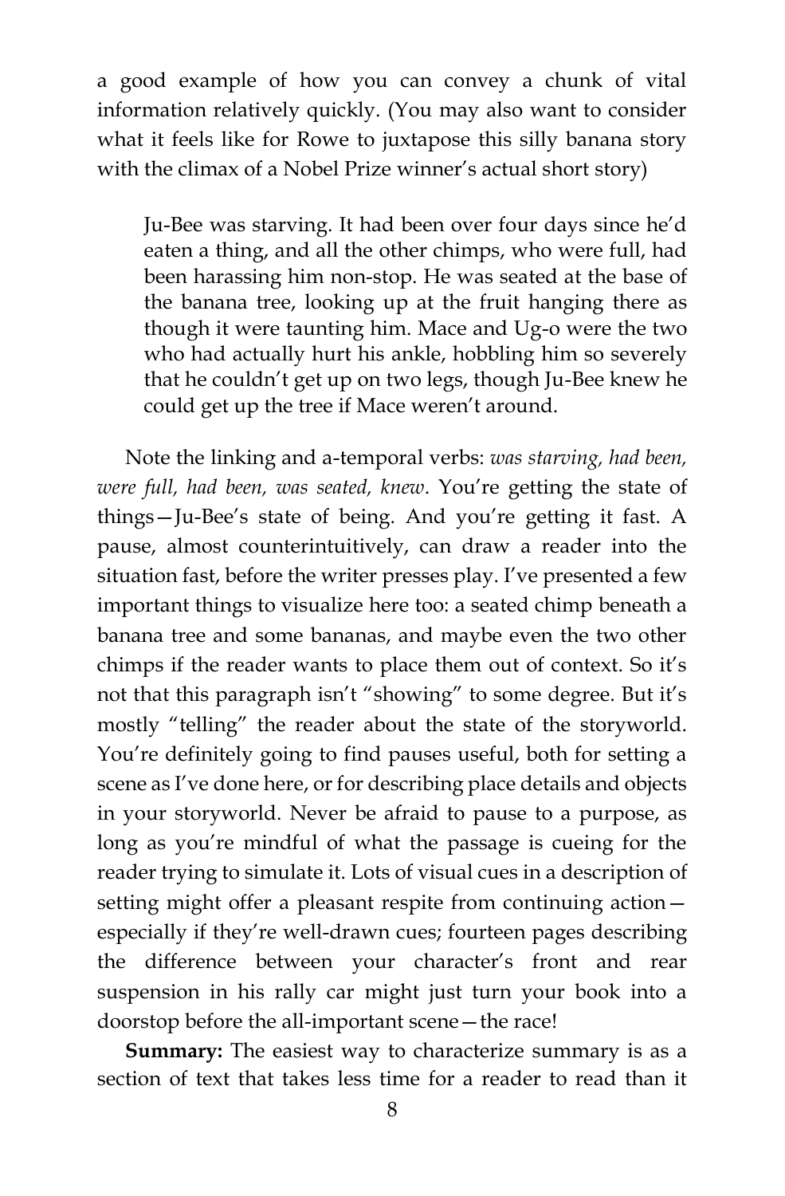a good example of how you can convey a chunk of vital information relatively quickly. (You may also want to consider what it feels like for Rowe to juxtapose this silly banana story with the climax of a Nobel Prize winner's actual short story)

> Ju-Bee was starving. It had been over four days since he'd eaten a thing, and all the other chimps, who were full, had been harassing him non-stop. He was seated at the base of the banana tree, looking up at the fruit hanging there as though it were taunting him. Mace and Ug-o were the two who had actually hurt his ankle, hobbling him so severely that he couldn't get up on two legs, though Ju-Bee knew he could get up the tree if Mace weren't around.

Note the linking and a-temporal verbs: *was starving, had been, were full, had been, was seated, knew*. You're getting the state of things—Ju-Bee's state of being. And you're getting it fast. A pause, almost counterintuitively, can draw a reader into the situation fast, before the writer presses play. I've presented a few important things to visualize here too: a seated chimp beneath a banana tree and some bananas, and maybe even the two other chimps if the reader wants to place them out of context. So it's not that this paragraph isn't "showing" to some degree. But it's mostly "telling" the reader about the state of the storyworld. You're definitely going to find pauses useful, both for setting a scene as I've done here, or for describing place details and objects in your storyworld. Never be afraid to pause to a purpose, as long as you're mindful of what the passage is cueing for the reader trying to simulate it. Lots of visual cues in a description of setting might offer a pleasant respite from continuing action—especially if they're well-drawn cues; fourteen pages describing the difference between your character's front and rear suspension in his rally car might just turn your book into a doorstop before the all-important scene—the race!

**Summary:** The easiest way to characterize summary is as a section of text that takes less time for a reader to read than it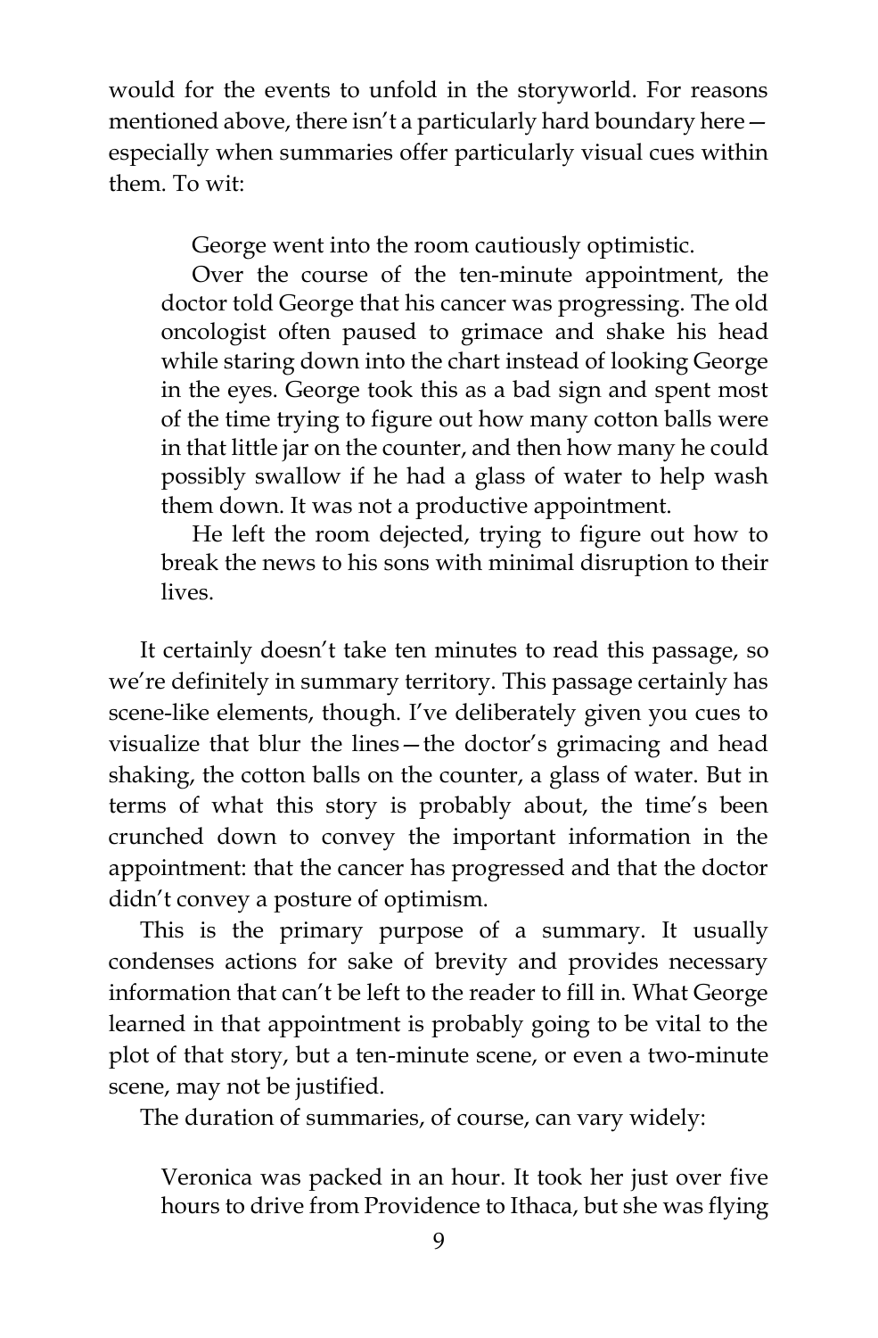would for the events to unfold in the storyworld. For reasons mentioned above, there isn't a particularly hard boundary here—especially when summaries offer particularly visual cues within them. To wit:

> George went into the room cautiously optimistic.
>
> Over the course of the ten-minute appointment, the doctor told George that his cancer was progressing. The old oncologist often paused to grimace and shake his head while staring down into the chart instead of looking George in the eyes. George took this as a bad sign and spent most of the time trying to figure out how many cotton balls were in that little jar on the counter, and then how many he could possibly swallow if he had a glass of water to help wash them down. It was not a productive appointment.
>
> He left the room dejected, trying to figure out how to break the news to his sons with minimal disruption to their lives.

It certainly doesn't take ten minutes to read this passage, so we're definitely in summary territory. This passage certainly has scene-like elements, though. I've deliberately given you cues to visualize that blur the lines—the doctor's grimacing and head shaking, the cotton balls on the counter, a glass of water. But in terms of what this story is probably about, the time's been crunched down to convey the important information in the appointment: that the cancer has progressed and that the doctor didn't convey a posture of optimism.

This is the primary purpose of a summary. It usually condenses actions for sake of brevity and provides necessary information that can't be left to the reader to fill in. What George learned in that appointment is probably going to be vital to the plot of that story, but a ten-minute scene, or even a two-minute scene, may not be justified.

The duration of summaries, of course, can vary widely:

> Veronica was packed in an hour. It took her just over five hours to drive from Providence to Ithaca, but she was flying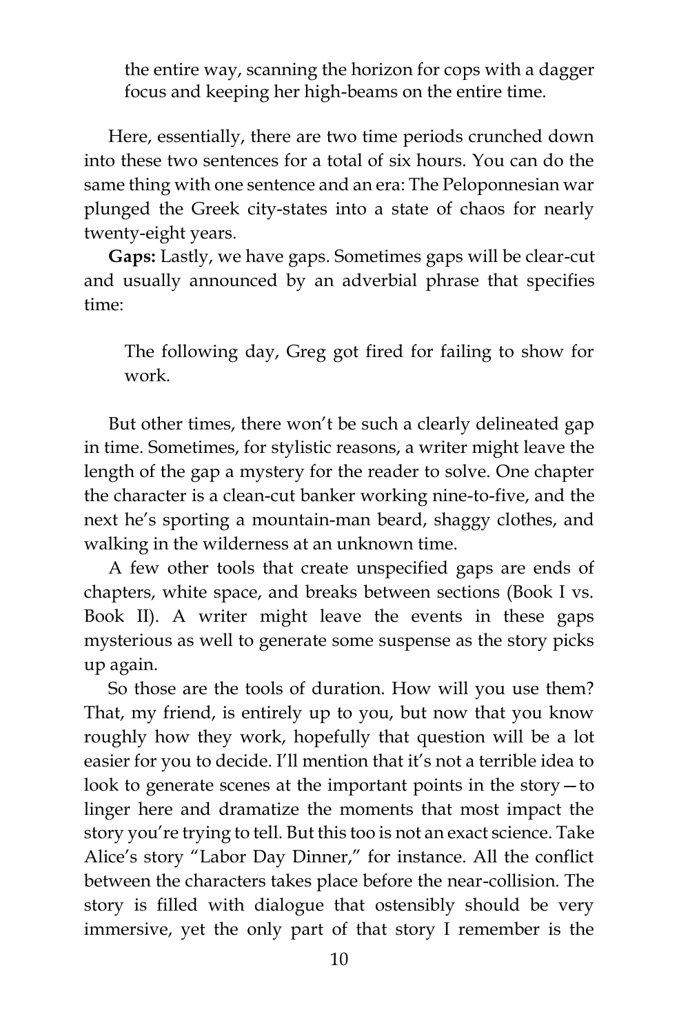> the entire way, scanning the horizon for cops with a dagger focus and keeping her high-beams on the entire time.

Here, essentially, there are two time periods crunched down into these two sentences for a total of six hours. You can do the same thing with one sentence and an era: The Peloponnesian war plunged the Greek city-states into a state of chaos for nearly twenty-eight years.

**Gaps:** Lastly, we have gaps. Sometimes gaps will be clear-cut and usually announced by an adverbial phrase that specifies time:

> The following day, Greg got fired for failing to show for work.

But other times, there won't be such a clearly delineated gap in time. Sometimes, for stylistic reasons, a writer might leave the length of the gap a mystery for the reader to solve. One chapter the character is a clean-cut banker working nine-to-five, and the next he's sporting a mountain-man beard, shaggy clothes, and walking in the wilderness at an unknown time.

A few other tools that create unspecified gaps are ends of chapters, white space, and breaks between sections (Book I vs. Book II). A writer might leave the events in these gaps mysterious as well to generate some suspense as the story picks up again.

So those are the tools of duration. How will you use them? That, my friend, is entirely up to you, but now that you know roughly how they work, hopefully that question will be a lot easier for you to decide. I'll mention that it's not a terrible idea to look to generate scenes at the important points in the story—to linger here and dramatize the moments that most impact the story you're trying to tell. But this too is not an exact science. Take Alice's story "Labor Day Dinner," for instance. All the conflict between the characters takes place before the near-collision. The story is filled with dialogue that ostensibly should be very immersive, yet the only part of that story I remember is the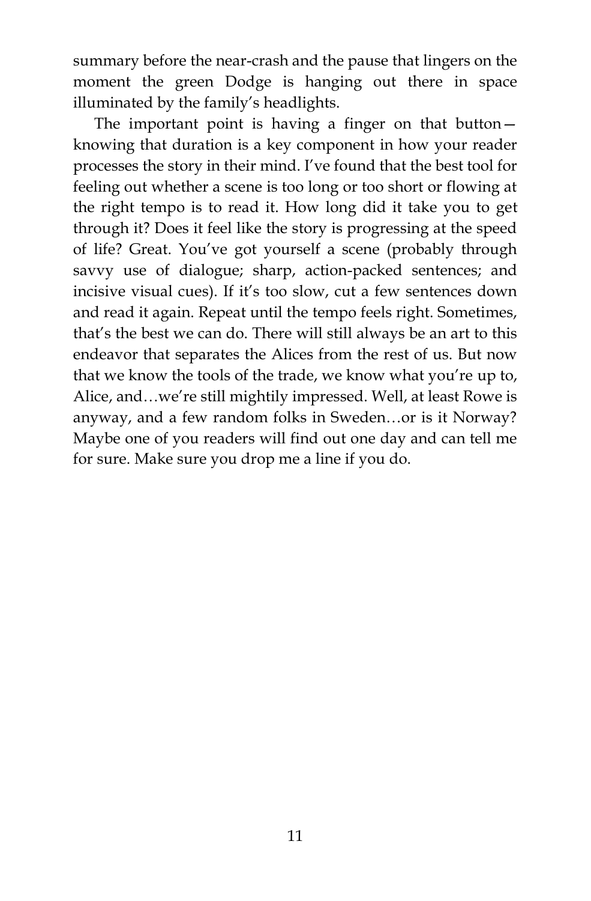summary before the near-crash and the pause that lingers on the moment the green Dodge is hanging out there in space illuminated by the family's headlights.

The important point is having a finger on that button—knowing that duration is a key component in how your reader processes the story in their mind. I've found that the best tool for feeling out whether a scene is too long or too short or flowing at the right tempo is to read it. How long did it take you to get through it? Does it feel like the story is progressing at the speed of life? Great. You've got yourself a scene (probably through savvy use of dialogue; sharp, action-packed sentences; and incisive visual cues). If it's too slow, cut a few sentences down and read it again. Repeat until the tempo feels right. Sometimes, that's the best we can do. There will still always be an art to this endeavor that separates the Alices from the rest of us. But now that we know the tools of the trade, we know what you're up to, Alice, and…we're still mightily impressed. Well, at least Rowe is anyway, and a few random folks in Sweden…or is it Norway? Maybe one of you readers will find out one day and can tell me for sure. Make sure you drop me a line if you do.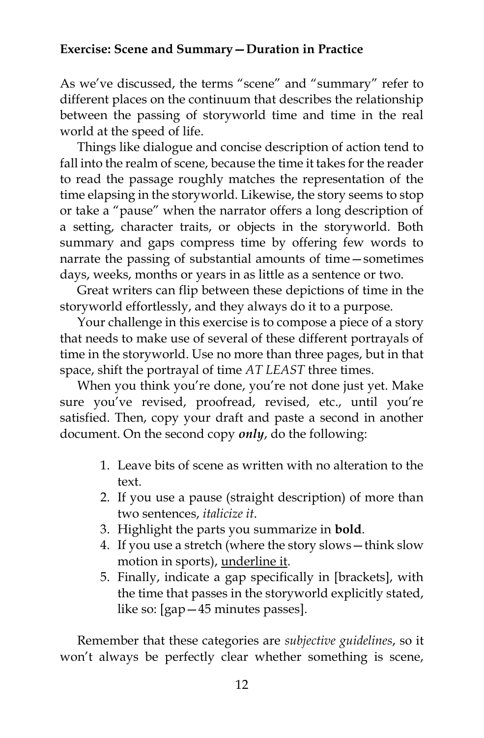**Exercise: Scene and Summary—Duration in Practice**

As we've discussed, the terms "scene" and "summary" refer to different places on the continuum that describes the relationship between the passing of storyworld time and time in the real world at the speed of life.

Things like dialogue and concise description of action tend to fall into the realm of scene, because the time it takes for the reader to read the passage roughly matches the representation of the time elapsing in the storyworld. Likewise, the story seems to stop or take a "pause" when the narrator offers a long description of a setting, character traits, or objects in the storyworld. Both summary and gaps compress time by offering few words to narrate the passing of substantial amounts of time—sometimes days, weeks, months or years in as little as a sentence or two.

Great writers can flip between these depictions of time in the storyworld effortlessly, and they always do it to a purpose.

Your challenge in this exercise is to compose a piece of a story that needs to make use of several of these different portrayals of time in the storyworld. Use no more than three pages, but in that space, shift the portrayal of time *AT LEAST* three times.

When you think you're done, you're not done just yet. Make sure you've revised, proofread, revised, etc., until you're satisfied. Then, copy your draft and paste a second in another document. On the second copy ***only***, do the following:

1. Leave bits of scene as written with no alteration to the text.
2. If you use a pause (straight description) of more than two sentences, *italicize it*.
3. Highlight the parts you summarize in **bold**.
4. If you use a stretch (where the story slows—think slow motion in sports), <u>underline it</u>.
5. Finally, indicate a gap specifically in [brackets], with the time that passes in the storyworld explicitly stated, like so: [gap—45 minutes passes].

Remember that these categories are *subjective guidelines*, so it won't always be perfectly clear whether something is scene,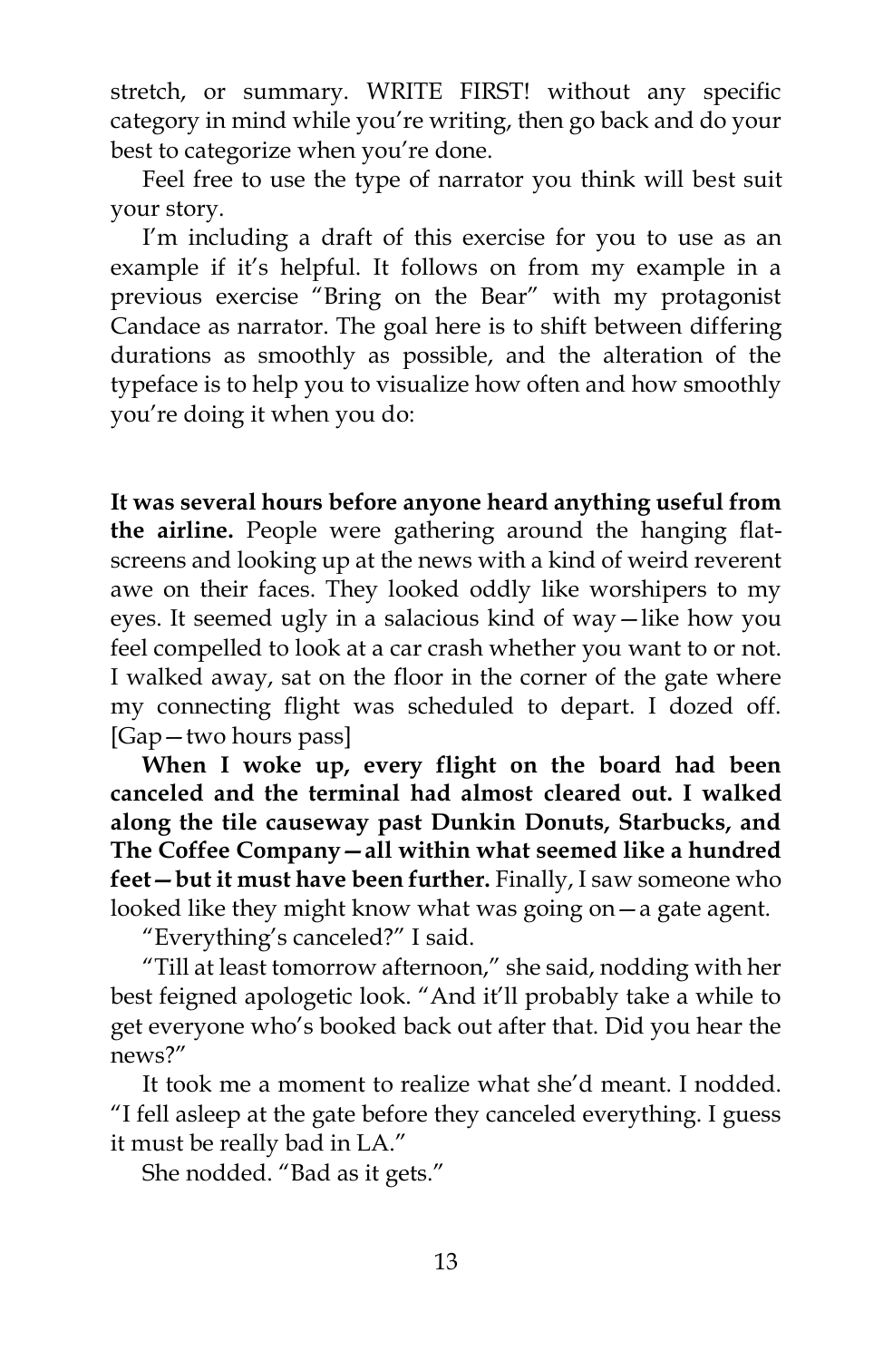stretch, or summary. WRITE FIRST! without any specific category in mind while you're writing, then go back and do your best to categorize when you're done.

Feel free to use the type of narrator you think will best suit your story.

I'm including a draft of this exercise for you to use as an example if it's helpful. It follows on from my example in a previous exercise "Bring on the Bear" with my protagonist Candace as narrator. The goal here is to shift between differing durations as smoothly as possible, and the alteration of the typeface is to help you to visualize how often and how smoothly you're doing it when you do:

**It was several hours before anyone heard anything useful from the airline.** People were gathering around the hanging flat-screens and looking up at the news with a kind of weird reverent awe on their faces. They looked oddly like worshipers to my eyes. It seemed ugly in a salacious kind of way—like how you feel compelled to look at a car crash whether you want to or not. I walked away, sat on the floor in the corner of the gate where my connecting flight was scheduled to depart. I dozed off. [Gap—two hours pass]

**When I woke up, every flight on the board had been canceled and the terminal had almost cleared out. I walked along the tile causeway past Dunkin Donuts, Starbucks, and The Coffee Company—all within what seemed like a hundred feet—but it must have been further.** Finally, I saw someone who looked like they might know what was going on—a gate agent.

"Everything's canceled?" I said.

"Till at least tomorrow afternoon," she said, nodding with her best feigned apologetic look. "And it'll probably take a while to get everyone who's booked back out after that. Did you hear the news?"

It took me a moment to realize what she'd meant. I nodded. "I fell asleep at the gate before they canceled everything. I guess it must be really bad in LA."

She nodded. "Bad as it gets."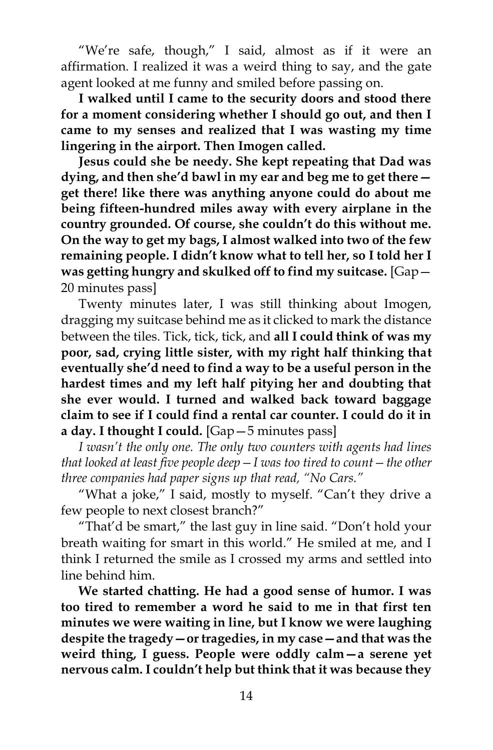"We're safe, though," I said, almost as if it were an affirmation. I realized it was a weird thing to say, and the gate agent looked at me funny and smiled before passing on.

**I walked until I came to the security doors and stood there for a moment considering whether I should go out, and then I came to my senses and realized that I was wasting my time lingering in the airport. Then Imogen called.**

**Jesus could she be needy. She kept repeating that Dad was dying, and then she'd bawl in my ear and beg me to get there—get there! like there was anything anyone could do about me being fifteen-hundred miles away with every airplane in the country grounded. Of course, she couldn't do this without me. On the way to get my bags, I almost walked into two of the few remaining people. I didn't know what to tell her, so I told her I was getting hungry and skulked off to find my suitcase.** [Gap—20 minutes pass]

Twenty minutes later, I was still thinking about Imogen, dragging my suitcase behind me as it clicked to mark the distance between the tiles. Tick, tick, tick, and **all I could think of was my poor, sad, crying little sister, with my right half thinking that eventually she'd need to find a way to be a useful person in the hardest times and my left half pitying her and doubting that she ever would. I turned and walked back toward baggage claim to see if I could find a rental car counter. I could do it in a day. I thought I could.** [Gap—5 minutes pass]

*I wasn't the only one. The only two counters with agents had lines that looked at least five people deep—I was too tired to count—the other three companies had paper signs up that read, "No Cars."*

"What a joke," I said, mostly to myself. "Can't they drive a few people to next closest branch?"

"That'd be smart," the last guy in line said. "Don't hold your breath waiting for smart in this world." He smiled at me, and I think I returned the smile as I crossed my arms and settled into line behind him.

**We started chatting. He had a good sense of humor. I was too tired to remember a word he said to me in that first ten minutes we were waiting in line, but I know we were laughing despite the tragedy—or tragedies, in my case—and that was the weird thing, I guess. People were oddly calm—a serene yet nervous calm. I couldn't help but think that it was because they**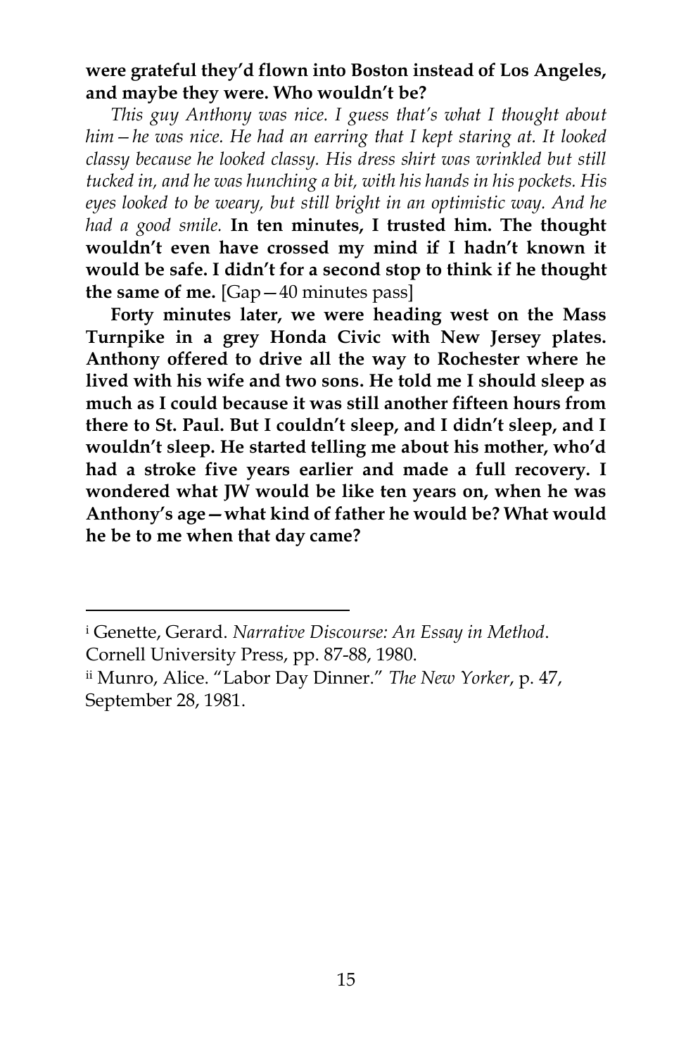**were grateful they'd flown into Boston instead of Los Angeles, and maybe they were. Who wouldn't be?**

*This guy Anthony was nice. I guess that's what I thought about him—he was nice. He had an earring that I kept staring at. It looked classy because he looked classy. His dress shirt was wrinkled but still tucked in, and he was hunching a bit, with his hands in his pockets. His eyes looked to be weary, but still bright in an optimistic way. And he had a good smile.* **In ten minutes, I trusted him. The thought wouldn't even have crossed my mind if I hadn't known it would be safe. I didn't for a second stop to think if he thought the same of me.** [Gap—40 minutes pass]

**Forty minutes later, we were heading west on the Mass Turnpike in a grey Honda Civic with New Jersey plates. Anthony offered to drive all the way to Rochester where he lived with his wife and two sons. He told me I should sleep as much as I could because it was still another fifteen hours from there to St. Paul. But I couldn't sleep, and I didn't sleep, and I wouldn't sleep. He started telling me about his mother, who'd had a stroke five years earlier and made a full recovery. I wondered what JW would be like ten years on, when he was Anthony's age—what kind of father he would be? What would he be to me when that day came?**

---

[i] Genette, Gerard. *Narrative Discourse: An Essay in Method*. Cornell University Press, pp. 87-88, 1980.

[ii] Munro, Alice. "Labor Day Dinner." *The New Yorker*, p. 47, September 28, 1981.